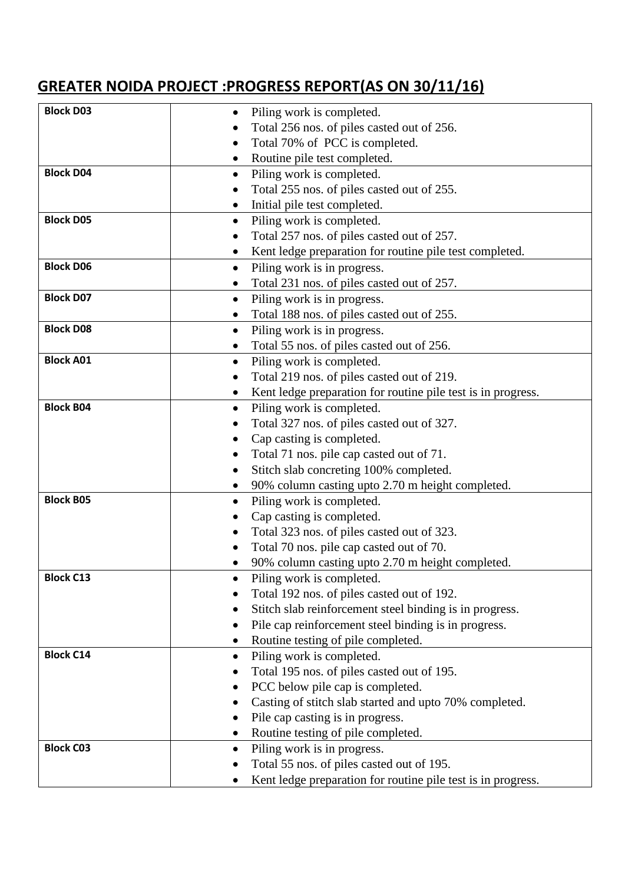## GREATER NOIDA PROJECT :PROGRESS REPORT(AS ON 30/11/16)

| | |
|---|---|
| **Block D03** | • Piling work is completed.<br>• Total 256 nos. of piles casted out of 256.<br>• Total 70% of PCC is completed.<br>• Routine pile test completed. |
| **Block D04** | • Piling work is completed.<br>• Total 255 nos. of piles casted out of 255.<br>• Initial pile test completed. |
| **Block D05** | • Piling work is completed.<br>• Total 257 nos. of piles casted out of 257.<br>• Kent ledge preparation for routine pile test completed. |
| **Block D06** | • Piling work is in progress.<br>• Total 231 nos. of piles casted out of 257. |
| **Block D07** | • Piling work is in progress.<br>• Total 188 nos. of piles casted out of 255. |
| **Block D08** | • Piling work is in progress.<br>• Total 55 nos. of piles casted out of 256. |
| **Block A01** | • Piling work is completed.<br>• Total 219 nos. of piles casted out of 219.<br>• Kent ledge preparation for routine pile test is in progress. |
| **Block B04** | • Piling work is completed.<br>• Total 327 nos. of piles casted out of 327.<br>• Cap casting is completed.<br>• Total 71 nos. pile cap casted out of 71.<br>• Stitch slab concreting 100% completed.<br>• 90% column casting upto 2.70 m height completed. |
| **Block B05** | • Piling work is completed.<br>• Cap casting is completed.<br>• Total 323 nos. of piles casted out of 323.<br>• Total 70 nos. pile cap casted out of 70.<br>• 90% column casting upto 2.70 m height completed. |
| **Block C13** | • Piling work is completed.<br>• Total 192 nos. of piles casted out of 192.<br>• Stitch slab reinforcement steel binding is in progress.<br>• Pile cap reinforcement steel binding is in progress.<br>• Routine testing of pile completed. |
| **Block C14** | • Piling work is completed.<br>• Total 195 nos. of piles casted out of 195.<br>• PCC below pile cap is completed.<br>• Casting of stitch slab started and upto 70% completed.<br>• Pile cap casting is in progress.<br>• Routine testing of pile completed. |
| **Block C03** | • Piling work is in progress.<br>• Total 55 nos. of piles casted out of 195.<br>• Kent ledge preparation for routine pile test is in progress. |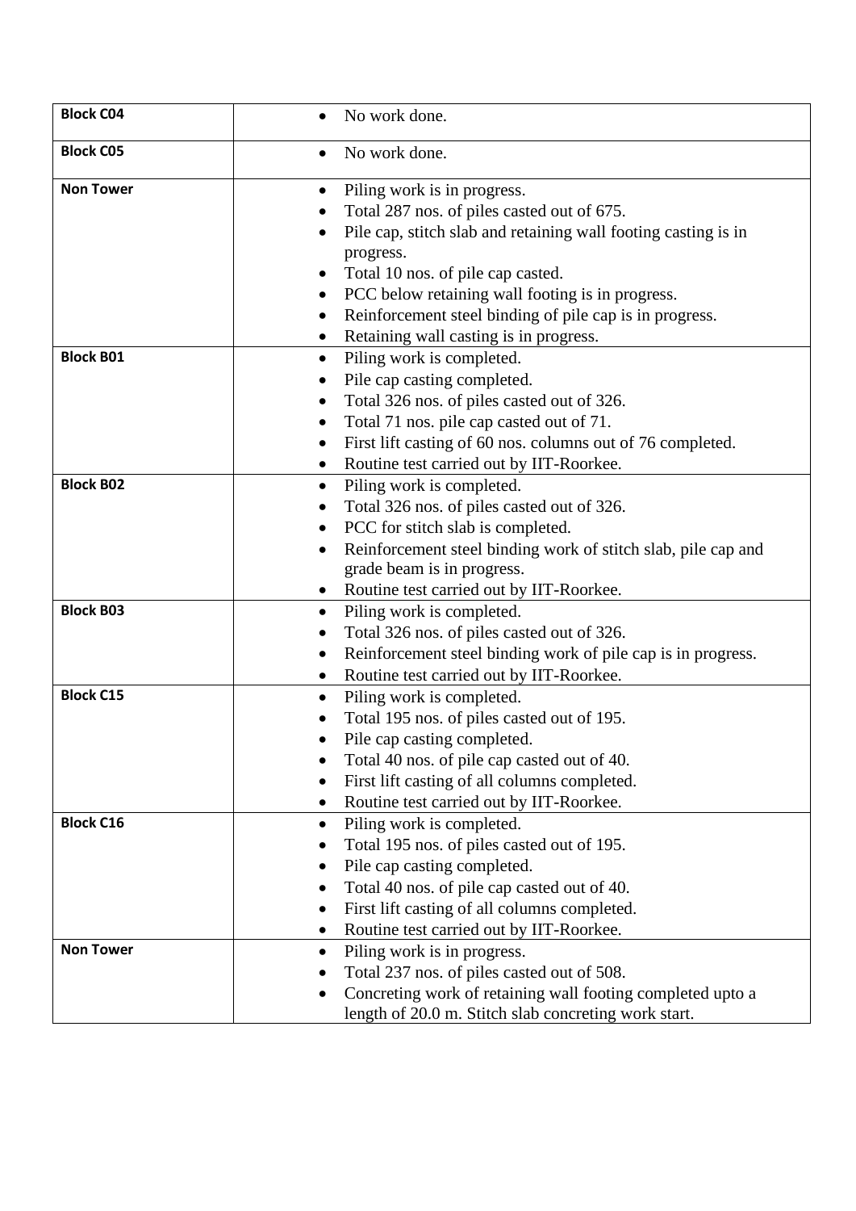| | |
|---|---|
| **Block C04** | • No work done. |
| **Block C05** | • No work done. |
| **Non Tower** | • Piling work is in progress.<br>• Total 287 nos. of piles casted out of 675.<br>• Pile cap, stitch slab and retaining wall footing casting is in progress.<br>• Total 10 nos. of pile cap casted.<br>• PCC below retaining wall footing is in progress.<br>• Reinforcement steel binding of pile cap is in progress.<br>• Retaining wall casting is in progress. |
| **Block B01** | • Piling work is completed.<br>• Pile cap casting completed.<br>• Total 326 nos. of piles casted out of 326.<br>• Total 71 nos. pile cap casted out of 71.<br>• First lift casting of 60 nos. columns out of 76 completed.<br>• Routine test carried out by IIT-Roorkee. |
| **Block B02** | • Piling work is completed.<br>• Total 326 nos. of piles casted out of 326.<br>• PCC for stitch slab is completed.<br>• Reinforcement steel binding work of stitch slab, pile cap and grade beam is in progress.<br>• Routine test carried out by IIT-Roorkee. |
| **Block B03** | • Piling work is completed.<br>• Total 326 nos. of piles casted out of 326.<br>• Reinforcement steel binding work of pile cap is in progress.<br>• Routine test carried out by IIT-Roorkee. |
| **Block C15** | • Piling work is completed.<br>• Total 195 nos. of piles casted out of 195.<br>• Pile cap casting completed.<br>• Total 40 nos. of pile cap casted out of 40.<br>• First lift casting of all columns completed.<br>• Routine test carried out by IIT-Roorkee. |
| **Block C16** | • Piling work is completed.<br>• Total 195 nos. of piles casted out of 195.<br>• Pile cap casting completed.<br>• Total 40 nos. of pile cap casted out of 40.<br>• First lift casting of all columns completed.<br>• Routine test carried out by IIT-Roorkee. |
| **Non Tower** | • Piling work is in progress.<br>• Total 237 nos. of piles casted out of 508.<br>• Concreting work of retaining wall footing completed upto a length of 20.0 m. Stitch slab concreting work start. |